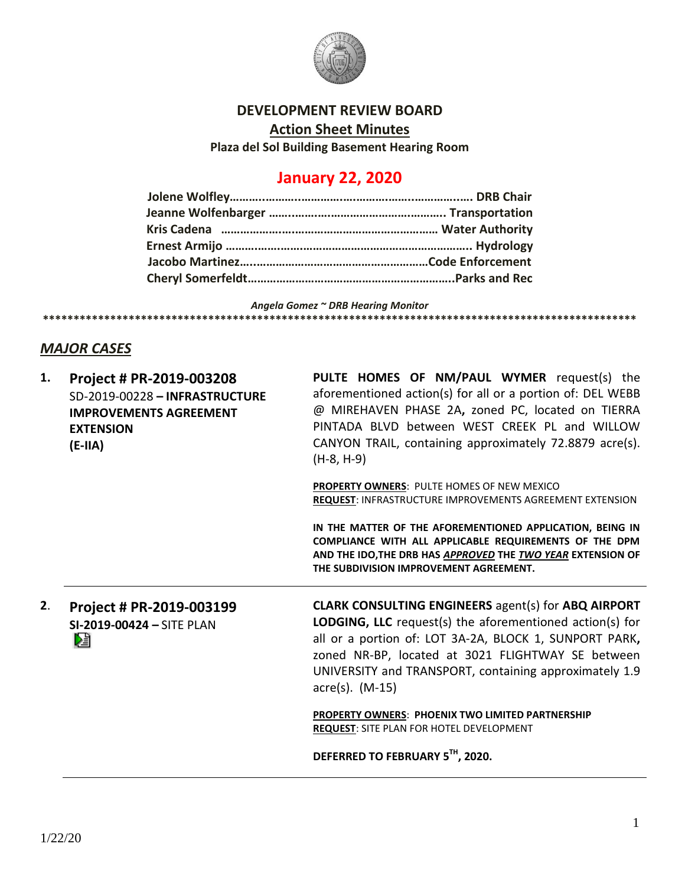# DEVELOPMENT REVIEW BOARD

## Action Sheet Minutes

**Plaza del Sol Building Basement Hearing Room**

## January 22, 2020

**Jolene Wolfley……………………………………………………………. DRB Chair**
**Jeanne Wolfenbarger ……………………………………………. Transportation**
**Kris Cadena …………………………………………………………… Water Authority**
**Ernest Armijo ………………………………………………………………….. Hydrology**
**Jacobo Martinez………………………………………………………Code Enforcement**
**Cheryl Somerfeldt……………………………………………………………..Parks and Rec**

*Angela Gomez ~ DRB Hearing Monitor*

****************************************************************************************************

## *MAJOR CASES*

**1. Project # PR-2019-003208**
SD-2019-00228 **– INFRASTRUCTURE IMPROVEMENTS AGREEMENT EXTENSION**
**(E-IIA)**

**PULTE HOMES OF NM/PAUL WYMER** request(s) the aforementioned action(s) for all or a portion of: DEL WEBB @ MIREHAVEN PHASE 2A**,** zoned PC, located on TIERRA PINTADA BLVD between WEST CREEK PL and WILLOW CANYON TRAIL, containing approximately 72.8879 acre(s). (H-8, H-9)

**PROPERTY OWNERS**: PULTE HOMES OF NEW MEXICO
**REQUEST**: INFRASTRUCTURE IMPROVEMENTS AGREEMENT EXTENSION

**IN THE MATTER OF THE AFOREMENTIONED APPLICATION, BEING IN COMPLIANCE WITH ALL APPLICABLE REQUIREMENTS OF THE DPM AND THE IDO,THE DRB HAS *APPROVED* THE *TWO YEAR* EXTENSION OF THE SUBDIVISION IMPROVEMENT AGREEMENT.**

---

**2. Project # PR-2019-003199**
**SI-2019-00424 –** SITE PLAN

**CLARK CONSULTING ENGINEERS** agent(s) for **ABQ AIRPORT LODGING, LLC** request(s) the aforementioned action(s) for all or a portion of: LOT 3A-2A, BLOCK 1, SUNPORT PARK**,** zoned NR-BP, located at 3021 FLIGHTWAY SE between UNIVERSITY and TRANSPORT, containing approximately 1.9 acre(s). (M-15)

**PROPERTY OWNERS**: **PHOENIX TWO LIMITED PARTNERSHIP**
**REQUEST**: SITE PLAN FOR HOTEL DEVELOPMENT

**DEFERRED TO FEBRUARY 5TH, 2020.**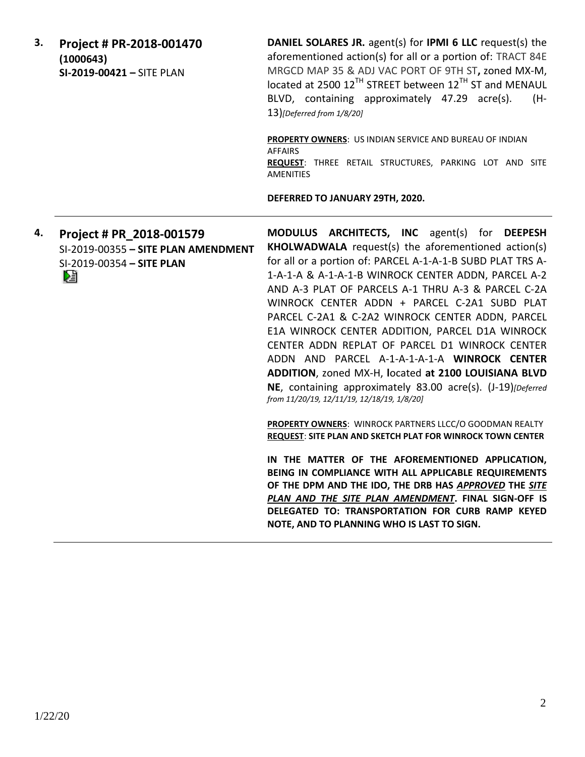3. **Project # PR-2018-001470 (1000643)**
   **SI-2019-00421 –** SITE PLAN

**DANIEL SOLARES JR.** agent(s) for **IPMI 6 LLC** request(s) the aforementioned action(s) for all or a portion of: TRACT 84E MRGCD MAP 35 & ADJ VAC PORT OF 9TH ST**,** zoned MX-M, located at 2500 12TH STREET between 12TH ST and MENAUL BLVD, containing approximately 47.29 acre(s). (H-13)*[Deferred from 1/8/20]*

**PROPERTY OWNERS**: US INDIAN SERVICE AND BUREAU OF INDIAN AFFAIRS
**REQUEST**: THREE RETAIL STRUCTURES, PARKING LOT AND SITE AMENITIES

**DEFERRED TO JANUARY 29TH, 2020.**

---

4. **Project # PR_2018-001579**
   SI-2019-00355 **– SITE PLAN AMENDMENT**
   SI-2019-00354 **– SITE PLAN**

**MODULUS ARCHITECTS, INC** agent(s) for **DEEPESH KHOLWADWALA** request(s) the aforementioned action(s) for all or a portion of: PARCEL A-1-A-1-B SUBD PLAT TRS A-1-A-1-A & A-1-A-1-B WINROCK CENTER ADDN, PARCEL A-2 AND A-3 PLAT OF PARCELS A-1 THRU A-3 & PARCEL C-2A WINROCK CENTER ADDN + PARCEL C-2A1 SUBD PLAT PARCEL C-2A1 & C-2A2 WINROCK CENTER ADDN, PARCEL E1A WINROCK CENTER ADDITION, PARCEL D1A WINROCK CENTER ADDN REPLAT OF PARCEL D1 WINROCK CENTER ADDN AND PARCEL A-1-A-1-A-1-A **WINROCK CENTER ADDITION**, zoned MX-H, **l**ocated **at 2100 LOUISIANA BLVD NE**, containing approximately 83.00 acre(s). (J-19)*[Deferred from 11/20/19, 12/11/19, 12/18/19, 1/8/20]*

**PROPERTY OWNERS**: WINROCK PARTNERS LLCC/O GOODMAN REALTY
**REQUEST**: **SITE PLAN AND SKETCH PLAT FOR WINROCK TOWN CENTER**

**IN THE MATTER OF THE AFOREMENTIONED APPLICATION, BEING IN COMPLIANCE WITH ALL APPLICABLE REQUIREMENTS OF THE DPM AND THE IDO, THE DRB HAS *APPROVED* THE *SITE PLAN AND THE SITE PLAN AMENDMENT*. FINAL SIGN-OFF IS DELEGATED TO: TRANSPORTATION FOR CURB RAMP KEYED NOTE, AND TO PLANNING WHO IS LAST TO SIGN.**

---

1/22/20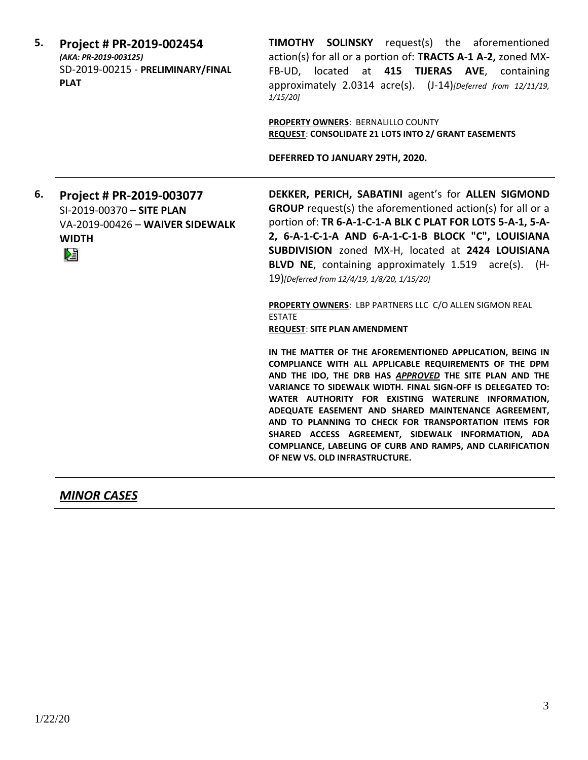**5. Project # PR-2019-002454**
*(AKA: PR-2019-003125)*
SD-2019-00215 - **PRELIMINARY/FINAL PLAT**

**TIMOTHY SOLINSKY** request(s) the aforementioned action(s) for all or a portion of: **TRACTS A-1 A-2,** zoned MX-FB-UD, located at **415 TIJERAS AVE**, containing approximately 2.0314 acre(s). (J-14)*[Deferred from 12/11/19, 1/15/20]*

**PROPERTY OWNERS**: BERNALILLO COUNTY
**REQUEST**: **CONSOLIDATE 21 LOTS INTO 2/ GRANT EASEMENTS**

**DEFERRED TO JANUARY 29TH, 2020.**

---

**6. Project # PR-2019-003077**
SI-2019-00370 – **SITE PLAN**
VA-2019-00426 – **WAIVER SIDEWALK WIDTH**

**DEKKER, PERICH, SABATINI** agent's for **ALLEN SIGMOND GROUP** request(s) the aforementioned action(s) for all or a portion of: **TR 6-A-1-C-1-A BLK C PLAT FOR LOTS 5-A-1, 5-A-2, 6-A-1-C-1-A AND 6-A-1-C-1-B BLOCK "C", LOUISIANA SUBDIVISION** zoned MX-H, located at **2424 LOUISIANA BLVD NE**, containing approximately 1.519 acre(s). (H-19)*[Deferred from 12/4/19, 1/8/20, 1/15/20]*

**PROPERTY OWNERS**: LBP PARTNERS LLC C/O ALLEN SIGMON REAL ESTATE
**REQUEST**: **SITE PLAN AMENDMENT**

**IN THE MATTER OF THE AFOREMENTIONED APPLICATION, BEING IN COMPLIANCE WITH ALL APPLICABLE REQUIREMENTS OF THE DPM AND THE IDO, THE DRB HAS *APPROVED* THE SITE PLAN AND THE VARIANCE TO SIDEWALK WIDTH. FINAL SIGN-OFF IS DELEGATED TO: WATER AUTHORITY FOR EXISTING WATERLINE INFORMATION, ADEQUATE EASEMENT AND SHARED MAINTENANCE AGREEMENT, AND TO PLANNING TO CHECK FOR TRANSPORTATION ITEMS FOR SHARED ACCESS AGREEMENT, SIDEWALK INFORMATION, ADA COMPLIANCE, LABELING OF CURB AND RAMPS, AND CLARIFICATION OF NEW VS. OLD INFRASTRUCTURE.**

---

## *MINOR CASES*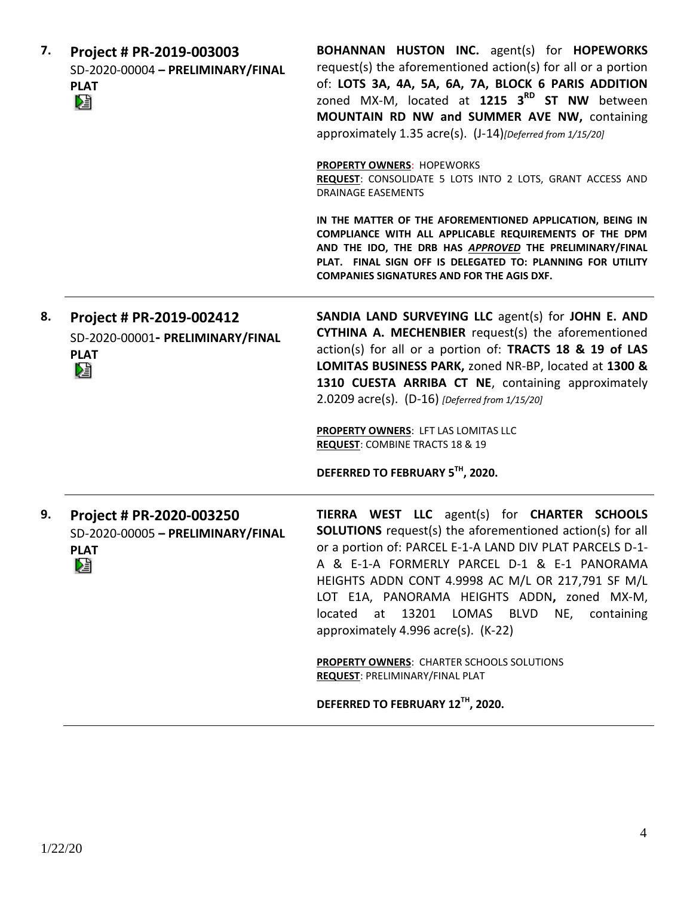| | | |
|---|---|---|
| **7.** | **Project # PR-2019-003003**<br>SD-2020-00004 **– PRELIMINARY/FINAL PLAT** | **BOHANNAN HUSTON INC.** agent(s) for **HOPEWORKS** request(s) the aforementioned action(s) for all or a portion of: **LOTS 3A, 4A, 5A, 6A, 7A, BLOCK 6 PARIS ADDITION** zoned MX-M, located at **1215 3RD ST NW** between **MOUNTAIN RD NW and SUMMER AVE NW,** containing approximately 1.35 acre(s). (J-14)*[Deferred from 1/15/20]*<br><br>**PROPERTY OWNERS**: HOPEWORKS<br>**REQUEST**: CONSOLIDATE 5 LOTS INTO 2 LOTS, GRANT ACCESS AND DRAINAGE EASEMENTS<br><br>**IN THE MATTER OF THE AFOREMENTIONED APPLICATION, BEING IN COMPLIANCE WITH ALL APPLICABLE REQUIREMENTS OF THE DPM AND THE IDO, THE DRB HAS *APPROVED* THE PRELIMINARY/FINAL PLAT. FINAL SIGN OFF IS DELEGATED TO: PLANNING FOR UTILITY COMPANIES SIGNATURES AND FOR THE AGIS DXF.** |
| **8.** | **Project # PR-2019-002412**<br>SD-2020-00001**- PRELIMINARY/FINAL PLAT** | **SANDIA LAND SURVEYING LLC** agent(s) for **JOHN E. AND CYTHINA A. MECHENBIER** request(s) the aforementioned action(s) for all or a portion of: **TRACTS 18 & 19 of LAS LOMITAS BUSINESS PARK,** zoned NR-BP, located at **1300 & 1310 CUESTA ARRIBA CT NE**, containing approximately 2.0209 acre(s). (D-16) *[Deferred from 1/15/20]*<br><br>**PROPERTY OWNERS**: LFT LAS LOMITAS LLC<br>**REQUEST**: COMBINE TRACTS 18 & 19<br><br>**DEFERRED TO FEBRUARY 5TH, 2020.** |
| **9.** | **Project # PR-2020-003250**<br>SD-2020-00005 **– PRELIMINARY/FINAL PLAT** | **TIERRA WEST LLC** agent(s) for **CHARTER SCHOOLS SOLUTIONS** request(s) the aforementioned action(s) for all or a portion of: PARCEL E-1-A LAND DIV PLAT PARCELS D-1-A & E-1-A FORMERLY PARCEL D-1 & E-1 PANORAMA HEIGHTS ADDN CONT 4.9998 AC M/L OR 217,791 SF M/L LOT E1A, PANORAMA HEIGHTS ADDN**,** zoned MX-M, located at 13201 LOMAS BLVD NE, containing approximately 4.996 acre(s). (K-22)<br><br>**PROPERTY OWNERS**: CHARTER SCHOOLS SOLUTIONS<br>**REQUEST**: PRELIMINARY/FINAL PLAT<br><br>**DEFERRED TO FEBRUARY 12TH, 2020.** |

1/22/20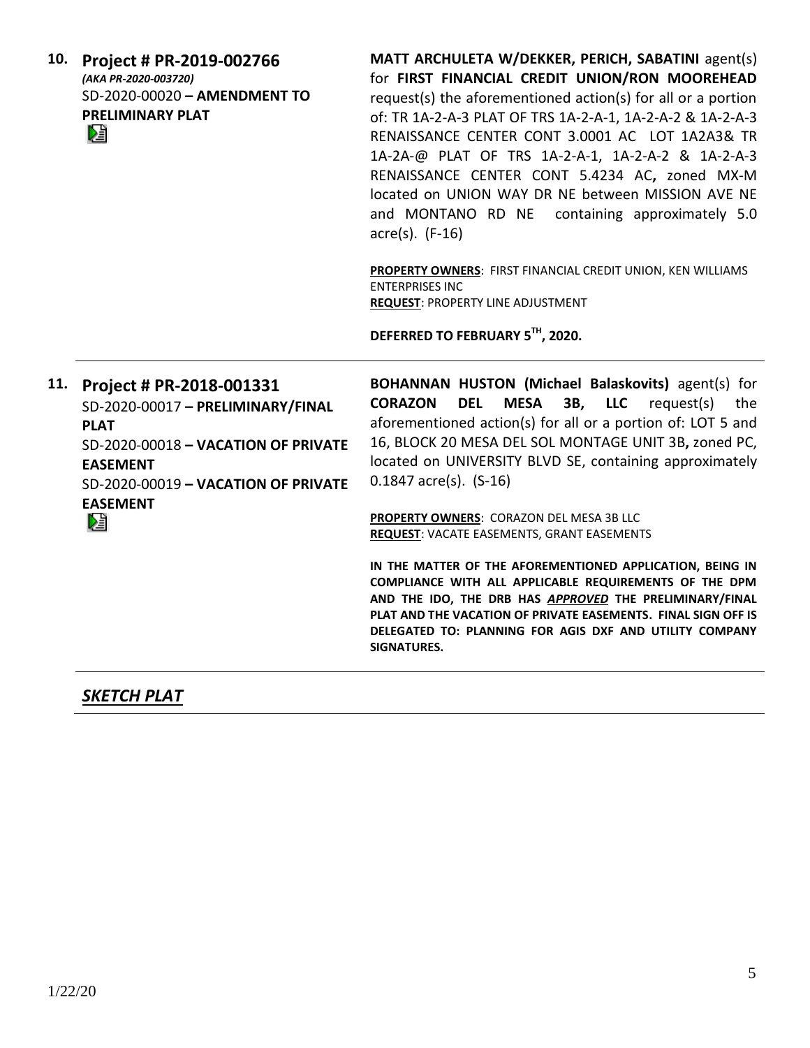**10. Project # PR-2019-002766**
*(AKA PR-2020-003720)*
SD-2020-00020 **– AMENDMENT TO PRELIMINARY PLAT**

**MATT ARCHULETA W/DEKKER, PERICH, SABATINI** agent(s) for **FIRST FINANCIAL CREDIT UNION/RON MOOREHEAD** request(s) the aforementioned action(s) for all or a portion of: TR 1A-2-A-3 PLAT OF TRS 1A-2-A-1, 1A-2-A-2 & 1A-2-A-3 RENAISSANCE CENTER CONT 3.0001 AC LOT 1A2A3& TR 1A-2A-@ PLAT OF TRS 1A-2-A-1, 1A-2-A-2 & 1A-2-A-3 RENAISSANCE CENTER CONT 5.4234 AC**,** zoned MX-M located on UNION WAY DR NE between MISSION AVE NE and MONTANO RD NE containing approximately 5.0 acre(s). (F-16)

**PROPERTY OWNERS**: FIRST FINANCIAL CREDIT UNION, KEN WILLIAMS ENTERPRISES INC
**REQUEST**: PROPERTY LINE ADJUSTMENT

**DEFERRED TO FEBRUARY 5TH, 2020.**

---

**11. Project # PR-2018-001331**
SD-2020-00017 **– PRELIMINARY/FINAL PLAT**
SD-2020-00018 **– VACATION OF PRIVATE EASEMENT**
SD-2020-00019 **– VACATION OF PRIVATE EASEMENT**

**BOHANNAN HUSTON (Michael Balaskovits)** agent(s) for **CORAZON DEL MESA 3B, LLC** request(s) the aforementioned action(s) for all or a portion of: LOT 5 and 16, BLOCK 20 MESA DEL SOL MONTAGE UNIT 3B**,** zoned PC, located on UNIVERSITY BLVD SE, containing approximately 0.1847 acre(s). (S-16)

**PROPERTY OWNERS**: CORAZON DEL MESA 3B LLC
**REQUEST**: VACATE EASEMENTS, GRANT EASEMENTS

**IN THE MATTER OF THE AFOREMENTIONED APPLICATION, BEING IN COMPLIANCE WITH ALL APPLICABLE REQUIREMENTS OF THE DPM AND THE IDO, THE DRB HAS *APPROVED* THE PRELIMINARY/FINAL PLAT AND THE VACATION OF PRIVATE EASEMENTS. FINAL SIGN OFF IS DELEGATED TO: PLANNING FOR AGIS DXF AND UTILITY COMPANY SIGNATURES.**

---

***SKETCH PLAT***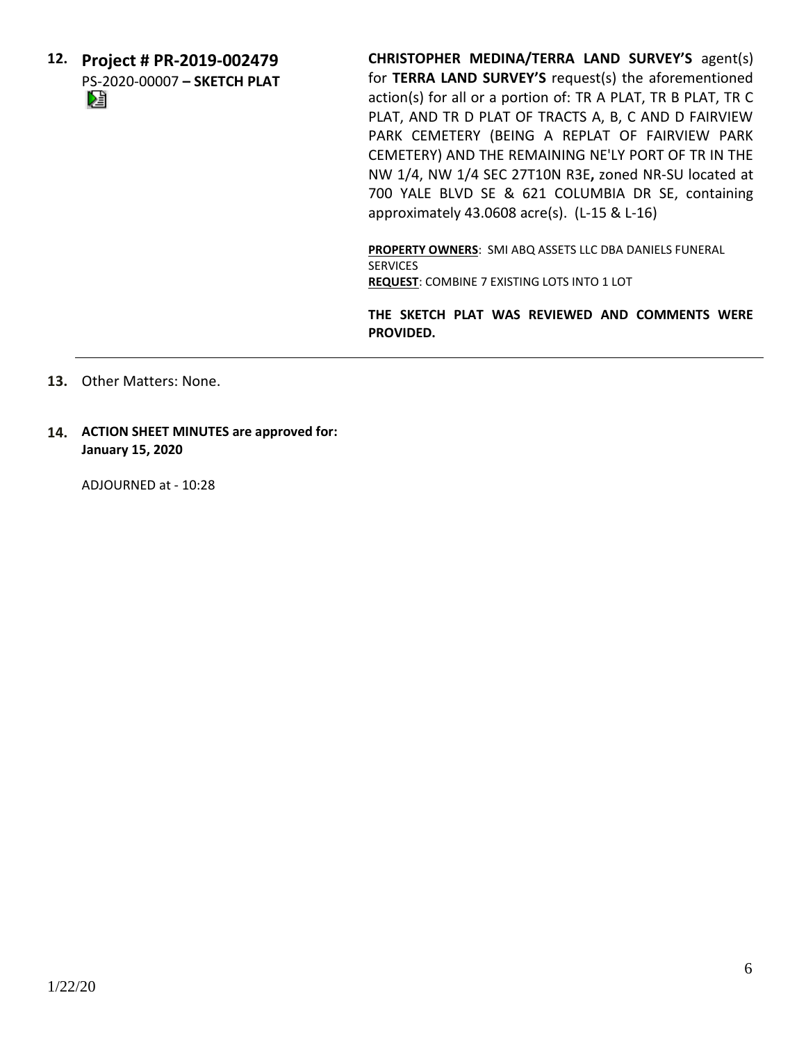**12. Project # PR-2019-002479**
PS-2020-00007 **– SKETCH PLAT**

**CHRISTOPHER MEDINA/TERRA LAND SURVEY'S** agent(s) for **TERRA LAND SURVEY'S** request(s) the aforementioned action(s) for all or a portion of: TR A PLAT, TR B PLAT, TR C PLAT, AND TR D PLAT OF TRACTS A, B, C AND D FAIRVIEW PARK CEMETERY (BEING A REPLAT OF FAIRVIEW PARK CEMETERY) AND THE REMAINING NE'LY PORT OF TR IN THE NW 1/4, NW 1/4 SEC 27T10N R3E**,** zoned NR-SU located at 700 YALE BLVD SE & 621 COLUMBIA DR SE, containing approximately 43.0608 acre(s). (L-15 & L-16)

**PROPERTY OWNERS**: SMI ABQ ASSETS LLC DBA DANIELS FUNERAL SERVICES
**REQUEST**: COMBINE 7 EXISTING LOTS INTO 1 LOT

**THE SKETCH PLAT WAS REVIEWED AND COMMENTS WERE PROVIDED.**

---

**13.** Other Matters: None.

**14. ACTION SHEET MINUTES are approved for: January 15, 2020**

ADJOURNED at - 10:28

1/22/20